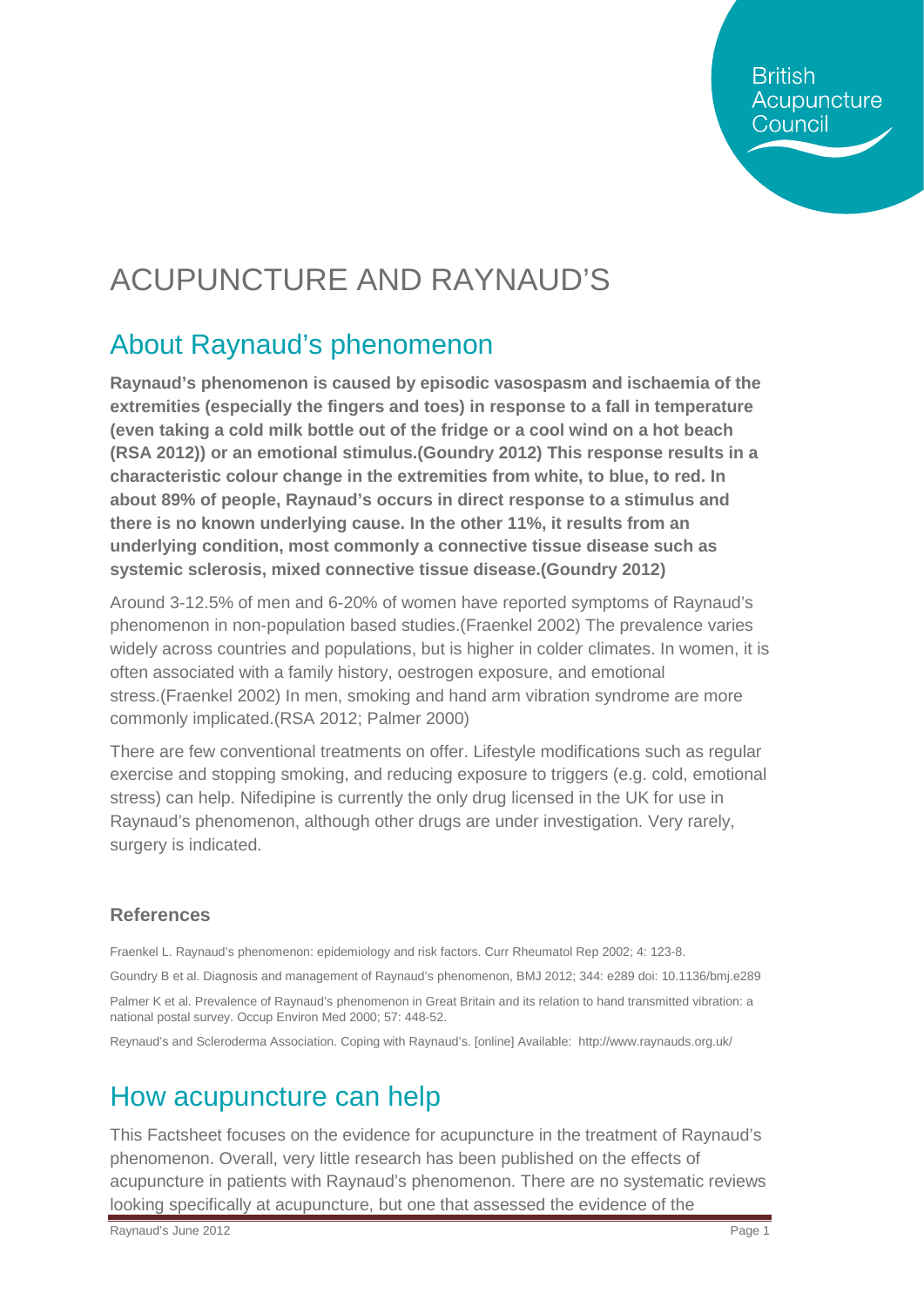British Acupuncture Council

# ACUPUNCTURE AND RAYNAUD'S

## About Raynaud's phenomenon

**Raynaud's phenomenon is caused by episodic vasospasm and ischaemia of the extremities (especially the fingers and toes) in response to a fall in temperature (even taking a cold milk bottle out of the fridge or a cool wind on a hot beach (RSA 2012)) or an emotional stimulus.(Goundry 2012) This response results in a characteristic colour change in the extremities from white, to blue, to red. In about 89% of people, Raynaud's occurs in direct response to a stimulus and there is no known underlying cause. In the other 11%, it results from an underlying condition, most commonly a connective tissue disease such as systemic sclerosis, mixed connective tissue disease.(Goundry 2012)**

Around 3-12.5% of men and 6-20% of women have reported symptoms of Raynaud's phenomenon in non-population based studies.(Fraenkel 2002) The prevalence varies widely across countries and populations, but is higher in colder climates. In women, it is often associated with a family history, oestrogen exposure, and emotional stress.(Fraenkel 2002) In men, smoking and hand arm vibration syndrome are more commonly implicated.(RSA 2012; Palmer 2000)

There are few conventional treatments on offer. Lifestyle modifications such as regular exercise and stopping smoking, and reducing exposure to triggers (e.g. cold, emotional stress) can help. Nifedipine is currently the only drug licensed in the UK for use in Raynaud's phenomenon, although other drugs are under investigation. Very rarely, surgery is indicated.

### References

Fraenkel L. Raynaud's phenomenon: epidemiology and risk factors. Curr Rheumatol Rep 2002; 4: 123-8.

Goundry B et al. Diagnosis and management of Raynaud's phenomenon, BMJ 2012; 344: e289 doi: 10.1136/bmj.e289

Palmer K et al. Prevalence of Raynaud's phenomenon in Great Britain and its relation to hand transmitted vibration: a national postal survey. Occup Environ Med 2000; 57: 448-52.

Reynaud's and Scleroderma Association. Coping with Raynaud's. [online] Available: http://www.raynauds.org.uk/

## How acupuncture can help

This Factsheet focuses on the evidence for acupuncture in the treatment of Raynaud's phenomenon. Overall, very little research has been published on the effects of acupuncture in patients with Raynaud's phenomenon. There are no systematic reviews looking specifically at acupuncture, but one that assessed the evidence of the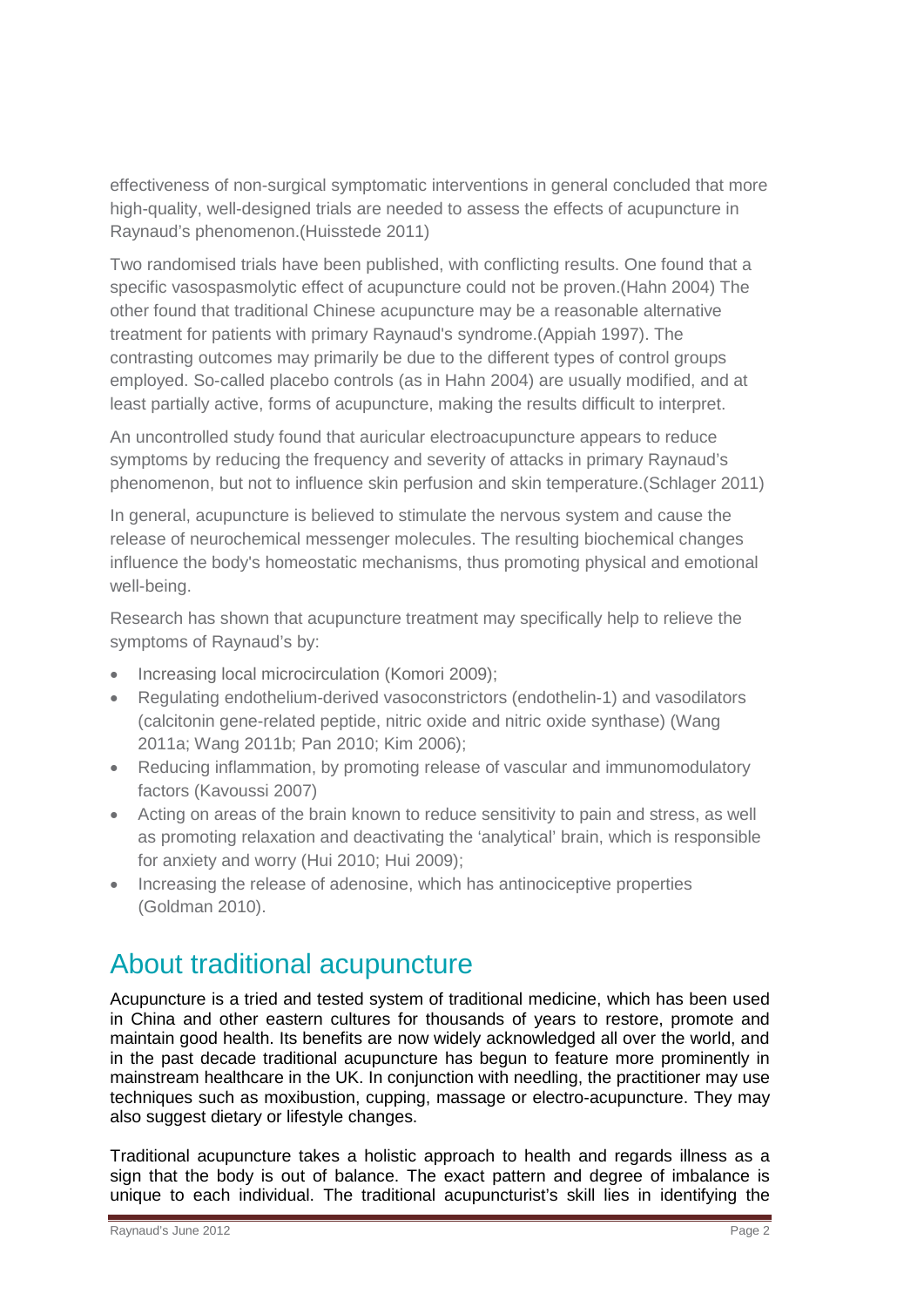effectiveness of non-surgical symptomatic interventions in general concluded that more high-quality, well-designed trials are needed to assess the effects of acupuncture in Raynaud's phenomenon.(Huisstede 2011)

Two randomised trials have been published, with conflicting results. One found that a specific vasospasmolytic effect of acupuncture could not be proven.(Hahn 2004) The other found that traditional Chinese acupuncture may be a reasonable alternative treatment for patients with primary Raynaud's syndrome.(Appiah 1997). The contrasting outcomes may primarily be due to the different types of control groups employed. So-called placebo controls (as in Hahn 2004) are usually modified, and at least partially active, forms of acupuncture, making the results difficult to interpret.

An uncontrolled study found that auricular electroacupuncture appears to reduce symptoms by reducing the frequency and severity of attacks in primary Raynaud's phenomenon, but not to influence skin perfusion and skin temperature.(Schlager 2011)

In general, acupuncture is believed to stimulate the nervous system and cause the release of neurochemical messenger molecules. The resulting biochemical changes influence the body's homeostatic mechanisms, thus promoting physical and emotional well-being.

Research has shown that acupuncture treatment may specifically help to relieve the symptoms of Raynaud's by:

- Increasing local microcirculation (Komori 2009);
- Regulating endothelium-derived vasoconstrictors (endothelin-1) and vasodilators (calcitonin gene-related peptide, nitric oxide and nitric oxide synthase) (Wang 2011a; Wang 2011b; Pan 2010; Kim 2006);
- Reducing inflammation, by promoting release of vascular and immunomodulatory factors (Kavoussi 2007)
- Acting on areas of the brain known to reduce sensitivity to pain and stress, as well as promoting relaxation and deactivating the 'analytical' brain, which is responsible for anxiety and worry (Hui 2010; Hui 2009);
- Increasing the release of adenosine, which has antinociceptive properties (Goldman 2010).

## About traditional acupuncture

Acupuncture is a tried and tested system of traditional medicine, which has been used in China and other eastern cultures for thousands of years to restore, promote and maintain good health. Its benefits are now widely acknowledged all over the world, and in the past decade traditional acupuncture has begun to feature more prominently in mainstream healthcare in the UK. In conjunction with needling, the practitioner may use techniques such as moxibustion, cupping, massage or electro-acupuncture. They may also suggest dietary or lifestyle changes.

Traditional acupuncture takes a holistic approach to health and regards illness as a sign that the body is out of balance. The exact pattern and degree of imbalance is unique to each individual. The traditional acupuncturist's skill lies in identifying the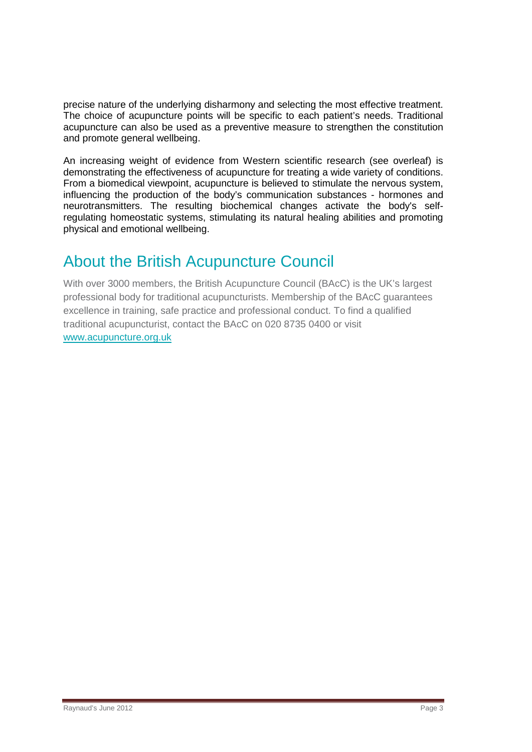precise nature of the underlying disharmony and selecting the most effective treatment. The choice of acupuncture points will be specific to each patient's needs. Traditional acupuncture can also be used as a preventive measure to strengthen the constitution and promote general wellbeing.

An increasing weight of evidence from Western scientific research (see overleaf) is demonstrating the effectiveness of acupuncture for treating a wide variety of conditions. From a biomedical viewpoint, acupuncture is believed to stimulate the nervous system, influencing the production of the body's communication substances - hormones and neurotransmitters. The resulting biochemical changes activate the body's self-regulating homeostatic systems, stimulating its natural healing abilities and promoting physical and emotional wellbeing.

## About the British Acupuncture Council

With over 3000 members, the British Acupuncture Council (BAcC) is the UK's largest professional body for traditional acupuncturists. Membership of the BAcC guarantees excellence in training, safe practice and professional conduct. To find a qualified traditional acupuncturist, contact the BAcC on 020 8735 0400 or visit [www.acupuncture.org.uk](http://www.acupuncture.org.uk)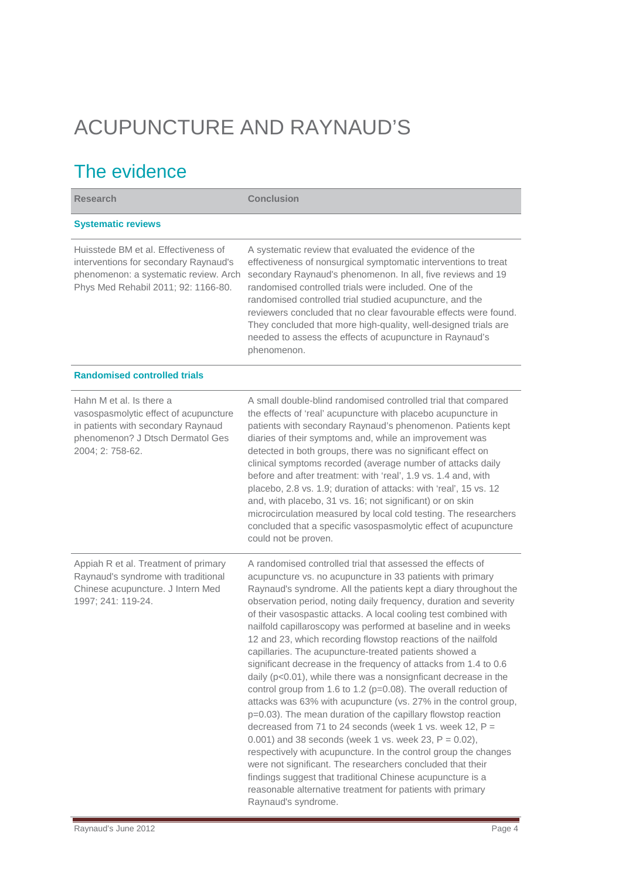# ACUPUNCTURE AND RAYNAUD'S

## The evidence

| Research | Conclusion |
|---|---|
| **Systematic reviews** | |
| Huisstede BM et al. Effectiveness of interventions for secondary Raynaud's phenomenon: a systematic review. Arch Phys Med Rehabil 2011; 92: 1166-80. | A systematic review that evaluated the evidence of the effectiveness of nonsurgical symptomatic interventions to treat secondary Raynaud's phenomenon. In all, five reviews and 19 randomised controlled trials were included. One of the randomised controlled trial studied acupuncture, and the reviewers concluded that no clear favourable effects were found. They concluded that more high-quality, well-designed trials are needed to assess the effects of acupuncture in Raynaud's phenomenon. |
| **Randomised controlled trials** | |
| Hahn M et al. Is there a vasospasmolytic effect of acupuncture in patients with secondary Raynaud phenomenon? J Dtsch Dermatol Ges 2004; 2: 758-62. | A small double-blind randomised controlled trial that compared the effects of 'real' acupuncture with placebo acupuncture in patients with secondary Raynaud's phenomenon. Patients kept diaries of their symptoms and, while an improvement was detected in both groups, there was no significant effect on clinical symptoms recorded (average number of attacks daily before and after treatment: with 'real', 1.9 vs. 1.4 and, with placebo, 2.8 vs. 1.9; duration of attacks: with 'real', 15 vs. 12 and, with placebo, 31 vs. 16; not significant) or on skin microcirculation measured by local cold testing. The researchers concluded that a specific vasospasmolytic effect of acupuncture could not be proven. |
| Appiah R et al. Treatment of primary Raynaud's syndrome with traditional Chinese acupuncture. J Intern Med 1997; 241: 119-24. | A randomised controlled trial that assessed the effects of acupuncture vs. no acupuncture in 33 patients with primary Raynaud's syndrome. All the patients kept a diary throughout the observation period, noting daily frequency, duration and severity of their vasospastic attacks. A local cooling test combined with nailfold capillaroscopy was performed at baseline and in weeks 12 and 23, which recording flowstop reactions of the nailfold capillaries. The acupuncture-treated patients showed a significant decrease in the frequency of attacks from 1.4 to 0.6 daily ($p<0.01$), while there was a nonsignficant decrease in the control group from 1.6 to 1.2 ($p=0.08$). The overall reduction of attacks was 63% with acupuncture (vs. 27% in the control group, $p=0.03$). The mean duration of the capillary flowstop reaction decreased from 71 to 24 seconds (week 1 vs. week 12, $P = 0.001$) and 38 seconds (week 1 vs. week 23, $P = 0.02$), respectively with acupuncture. In the control group the changes were not significant. The researchers concluded that their findings suggest that traditional Chinese acupuncture is a reasonable alternative treatment for patients with primary Raynaud's syndrome. |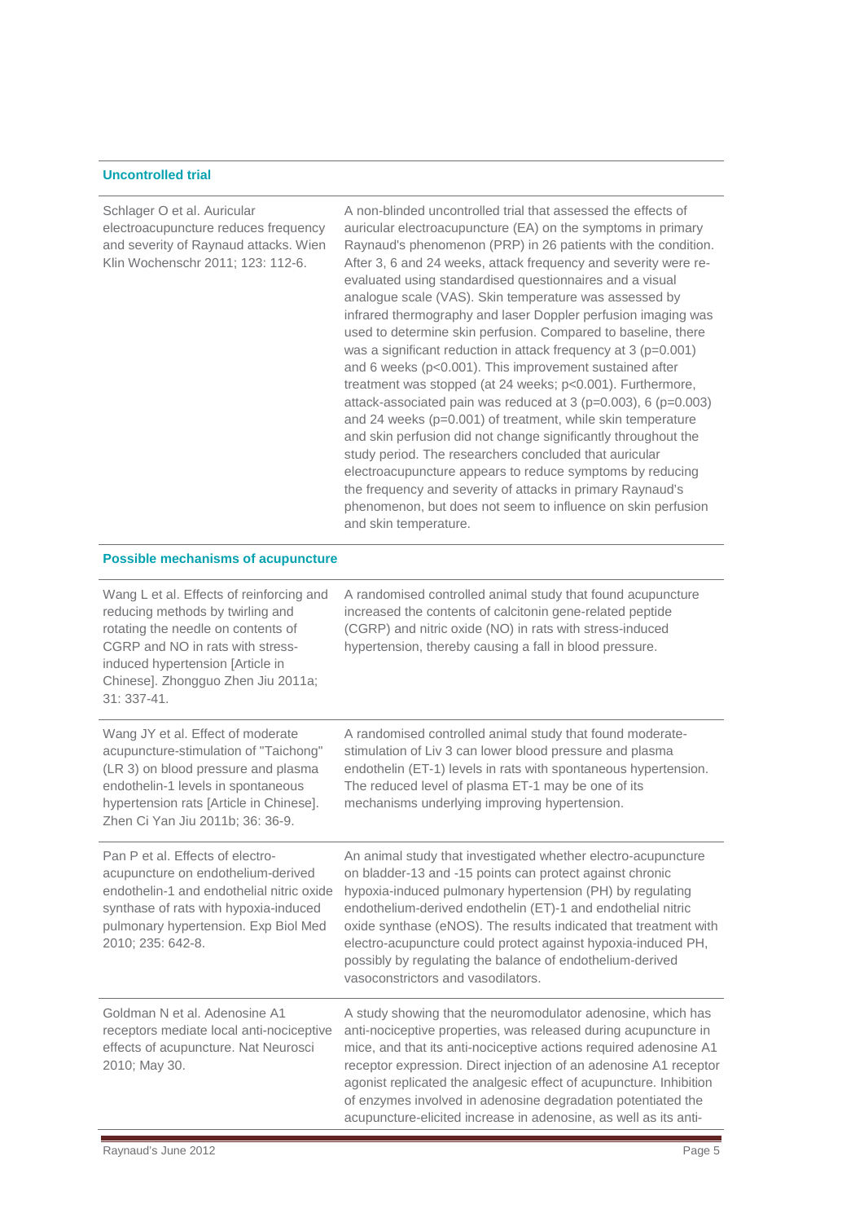## Uncontrolled trial

| | |
|---|---|
| Schlager O et al. Auricular electroacupuncture reduces frequency and severity of Raynaud attacks. Wien Klin Wochenschr 2011; 123: 112-6. | A non-blinded uncontrolled trial that assessed the effects of auricular electroacupuncture (EA) on the symptoms in primary Raynaud's phenomenon (PRP) in 26 patients with the condition. After 3, 6 and 24 weeks, attack frequency and severity were re-evaluated using standardised questionnaires and a visual analogue scale (VAS). Skin temperature was assessed by infrared thermography and laser Doppler perfusion imaging was used to determine skin perfusion. Compared to baseline, there was a significant reduction in attack frequency at 3 ($p=0.001$) and 6 weeks ($p<0.001$). This improvement sustained after treatment was stopped (at 24 weeks; $p<0.001$). Furthermore, attack-associated pain was reduced at 3 ($p=0.003$), 6 ($p=0.003$) and 24 weeks ($p=0.001$) of treatment, while skin temperature and skin perfusion did not change significantly throughout the study period. The researchers concluded that auricular electroacupuncture appears to reduce symptoms by reducing the frequency and severity of attacks in primary Raynaud's phenomenon, but does not seem to influence on skin perfusion and skin temperature. |

## Possible mechanisms of acupuncture

| | |
|---|---|
| Wang L et al. Effects of reinforcing and reducing methods by twirling and rotating the needle on contents of CGRP and NO in rats with stress-induced hypertension [Article in Chinese]. Zhongguo Zhen Jiu 2011a; 31: 337-41. | A randomised controlled animal study that found acupuncture increased the contents of calcitonin gene-related peptide (CGRP) and nitric oxide (NO) in rats with stress-induced hypertension, thereby causing a fall in blood pressure. |
| Wang JY et al. Effect of moderate acupuncture-stimulation of "Taichong" (LR 3) on blood pressure and plasma endothelin-1 levels in spontaneous hypertension rats [Article in Chinese]. Zhen Ci Yan Jiu 2011b; 36: 36-9. | A randomised controlled animal study that found moderate-stimulation of Liv 3 can lower blood pressure and plasma endothelin (ET-1) levels in rats with spontaneous hypertension. The reduced level of plasma ET-1 may be one of its mechanisms underlying improving hypertension. |
| Pan P et al. Effects of electro-acupuncture on endothelium-derived endothelin-1 and endothelial nitric oxide synthase of rats with hypoxia-induced pulmonary hypertension. Exp Biol Med 2010; 235: 642-8. | An animal study that investigated whether electro-acupuncture on bladder-13 and -15 points can protect against chronic hypoxia-induced pulmonary hypertension (PH) by regulating endothelium-derived endothelin (ET)-1 and endothelial nitric oxide synthase (eNOS). The results indicated that treatment with electro-acupuncture could protect against hypoxia-induced PH, possibly by regulating the balance of endothelium-derived vasoconstrictors and vasodilators. |
| Goldman N et al. Adenosine A1 receptors mediate local anti-nociceptive effects of acupuncture. Nat Neurosci 2010; May 30. | A study showing that the neuromodulator adenosine, which has anti-nociceptive properties, was released during acupuncture in mice, and that its anti-nociceptive actions required adenosine A1 receptor expression. Direct injection of an adenosine A1 receptor agonist replicated the analgesic effect of acupuncture. Inhibition of enzymes involved in adenosine degradation potentiated the acupuncture-elicited increase in adenosine, as well as its anti- |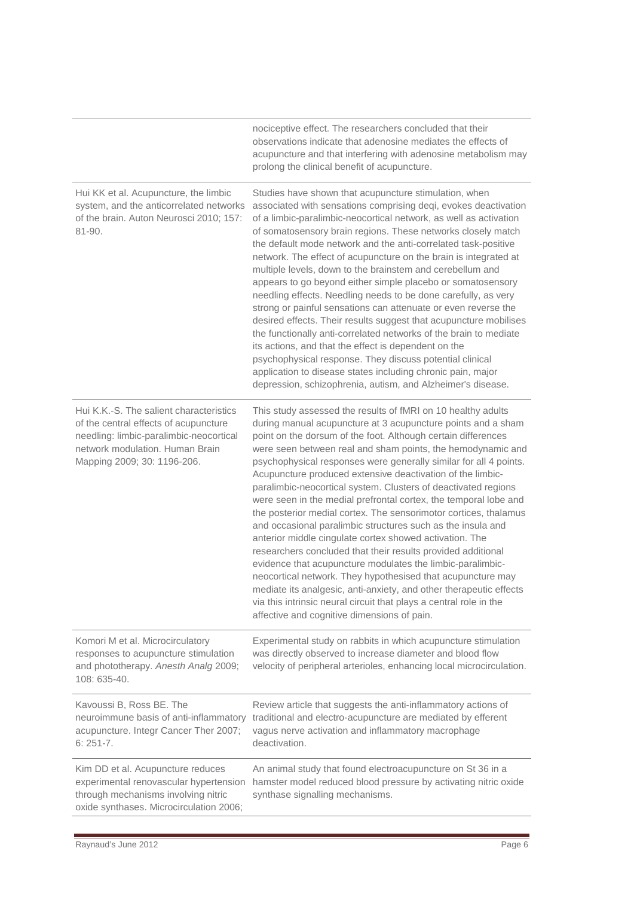| | |
|---|---|
| | nociceptive effect. The researchers concluded that their observations indicate that adenosine mediates the effects of acupuncture and that interfering with adenosine metabolism may prolong the clinical benefit of acupuncture. |
| Hui KK et al. Acupuncture, the limbic system, and the anticorrelated networks of the brain. Auton Neurosci 2010; 157: 81-90. | Studies have shown that acupuncture stimulation, when associated with sensations comprising deqi, evokes deactivation of a limbic-paralimbic-neocortical network, as well as activation of somatosensory brain regions. These networks closely match the default mode network and the anti-correlated task-positive network. The effect of acupuncture on the brain is integrated at multiple levels, down to the brainstem and cerebellum and appears to go beyond either simple placebo or somatosensory needling effects. Needling needs to be done carefully, as very strong or painful sensations can attenuate or even reverse the desired effects. Their results suggest that acupuncture mobilises the functionally anti-correlated networks of the brain to mediate its actions, and that the effect is dependent on the psychophysical response. They discuss potential clinical application to disease states including chronic pain, major depression, schizophrenia, autism, and Alzheimer's disease. |
| Hui K.K.-S. The salient characteristics of the central effects of acupuncture needling: limbic-paralimbic-neocortical network modulation. Human Brain Mapping 2009; 30: 1196-206. | This study assessed the results of fMRI on 10 healthy adults during manual acupuncture at 3 acupuncture points and a sham point on the dorsum of the foot. Although certain differences were seen between real and sham points, the hemodynamic and psychophysical responses were generally similar for all 4 points. Acupuncture produced extensive deactivation of the limbic-paralimbic-neocortical system. Clusters of deactivated regions were seen in the medial prefrontal cortex, the temporal lobe and the posterior medial cortex. The sensorimotor cortices, thalamus and occasional paralimbic structures such as the insula and anterior middle cingulate cortex showed activation. The researchers concluded that their results provided additional evidence that acupuncture modulates the limbic-paralimbic-neocortical network. They hypothesised that acupuncture may mediate its analgesic, anti-anxiety, and other therapeutic effects via this intrinsic neural circuit that plays a central role in the affective and cognitive dimensions of pain. |
| Komori M et al. Microcirculatory responses to acupuncture stimulation and phototherapy. *Anesth Analg* 2009; 108: 635-40. | Experimental study on rabbits in which acupuncture stimulation was directly observed to increase diameter and blood flow velocity of peripheral arterioles, enhancing local microcirculation. |
| Kavoussi B, Ross BE. The neuroimmune basis of anti-inflammatory acupuncture. Integr Cancer Ther 2007; 6: 251-7. | Review article that suggests the anti-inflammatory actions of traditional and electro-acupuncture are mediated by efferent vagus nerve activation and inflammatory macrophage deactivation. |
| Kim DD et al. Acupuncture reduces experimental renovascular hypertension through mechanisms involving nitric oxide synthases. Microcirculation 2006; | An animal study that found electroacupuncture on St 36 in a hamster model reduced blood pressure by activating nitric oxide synthase signalling mechanisms. |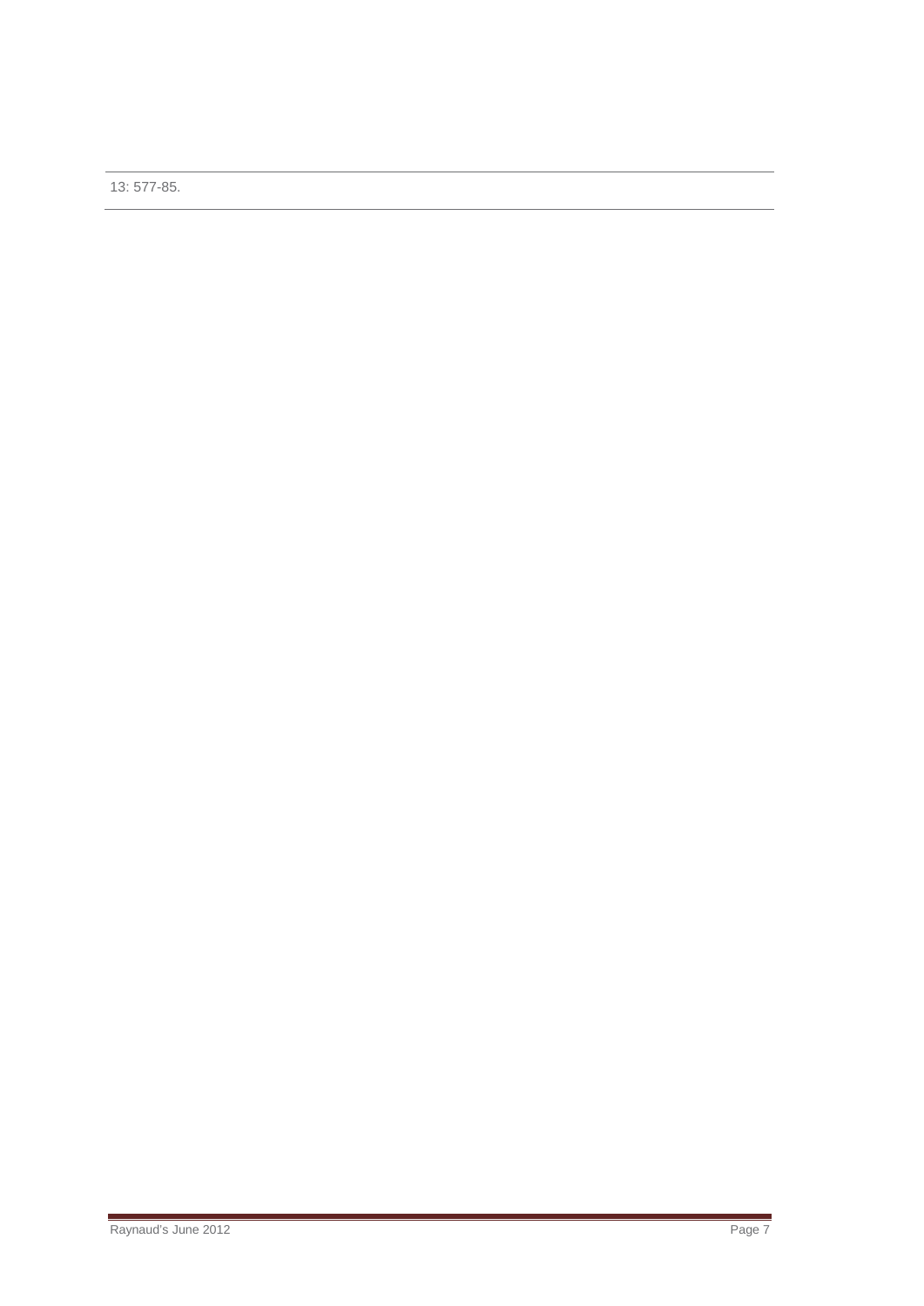13: 577-85.